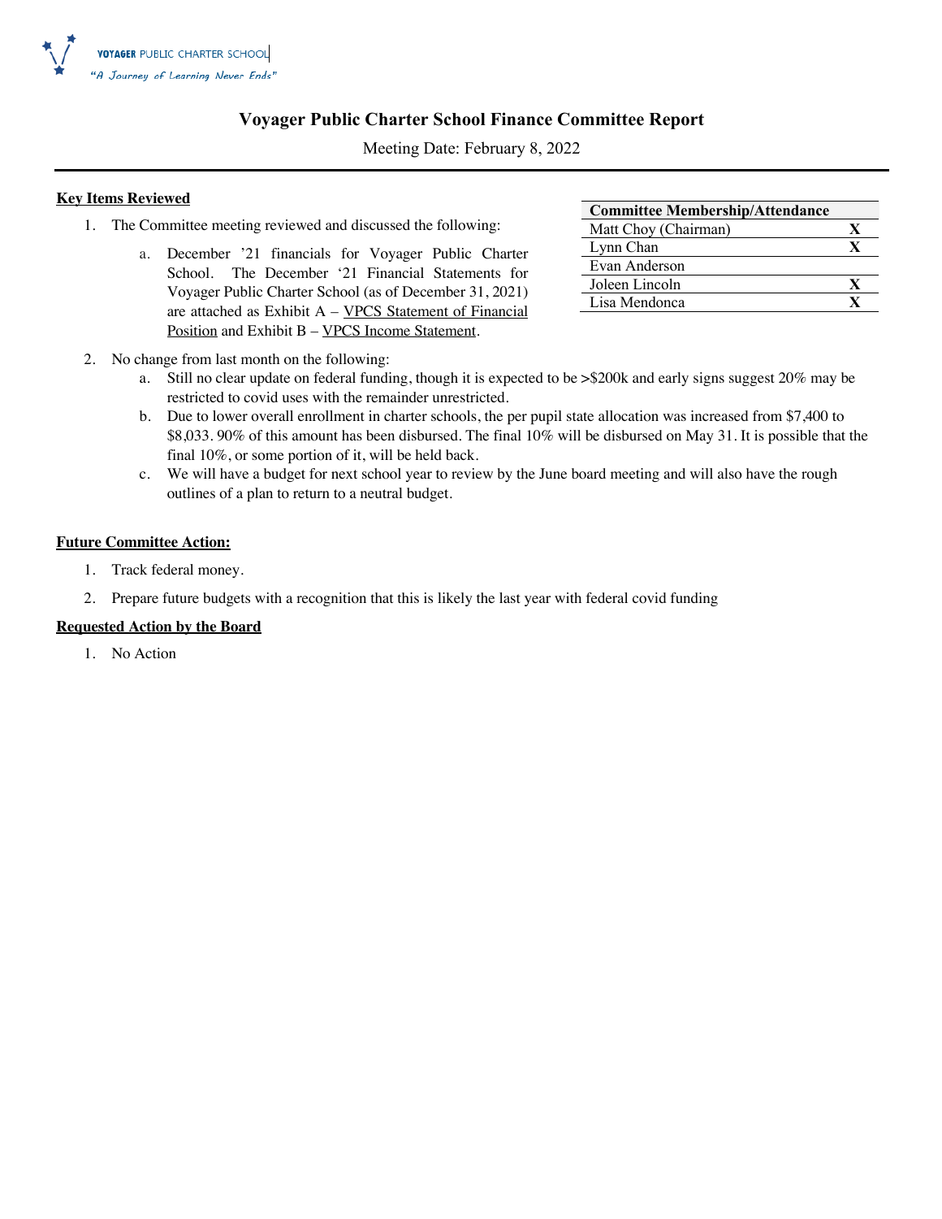VOYAGER PUBLIC CHARTER SCHOOL
*"A Journey of Learning Never Ends"*

# Voyager Public Charter School Finance Committee Report

Meeting Date: February 8, 2022

| Committee Membership/Attendance | |
|---|---|
| Matt Choy (Chairman) | X |
| Lynn Chan | X |
| Evan Anderson | |
| Joleen Lincoln | X |
| Lisa Mendonca | X |

## Key Items Reviewed

1. The Committee meeting reviewed and discussed the following:
   a. December '21 financials for Voyager Public Charter School. The December '21 Financial Statements for Voyager Public Charter School (as of December 31, 2021) are attached as Exhibit A – VPCS Statement of Financial Position and Exhibit B – VPCS Income Statement.
2. No change from last month on the following:
   a. Still no clear update on federal funding, though it is expected to be >$200k and early signs suggest 20% may be restricted to covid uses with the remainder unrestricted.
   b. Due to lower overall enrollment in charter schools, the per pupil state allocation was increased from $7,400 to $8,033. 90% of this amount has been disbursed. The final 10% will be disbursed on May 31. It is possible that the final 10%, or some portion of it, will be held back.
   c. We will have a budget for next school year to review by the June board meeting and will also have the rough outlines of a plan to return to a neutral budget.

## Future Committee Action:

1. Track federal money.
2. Prepare future budgets with a recognition that this is likely the last year with federal covid funding

## Requested Action by the Board

1. No Action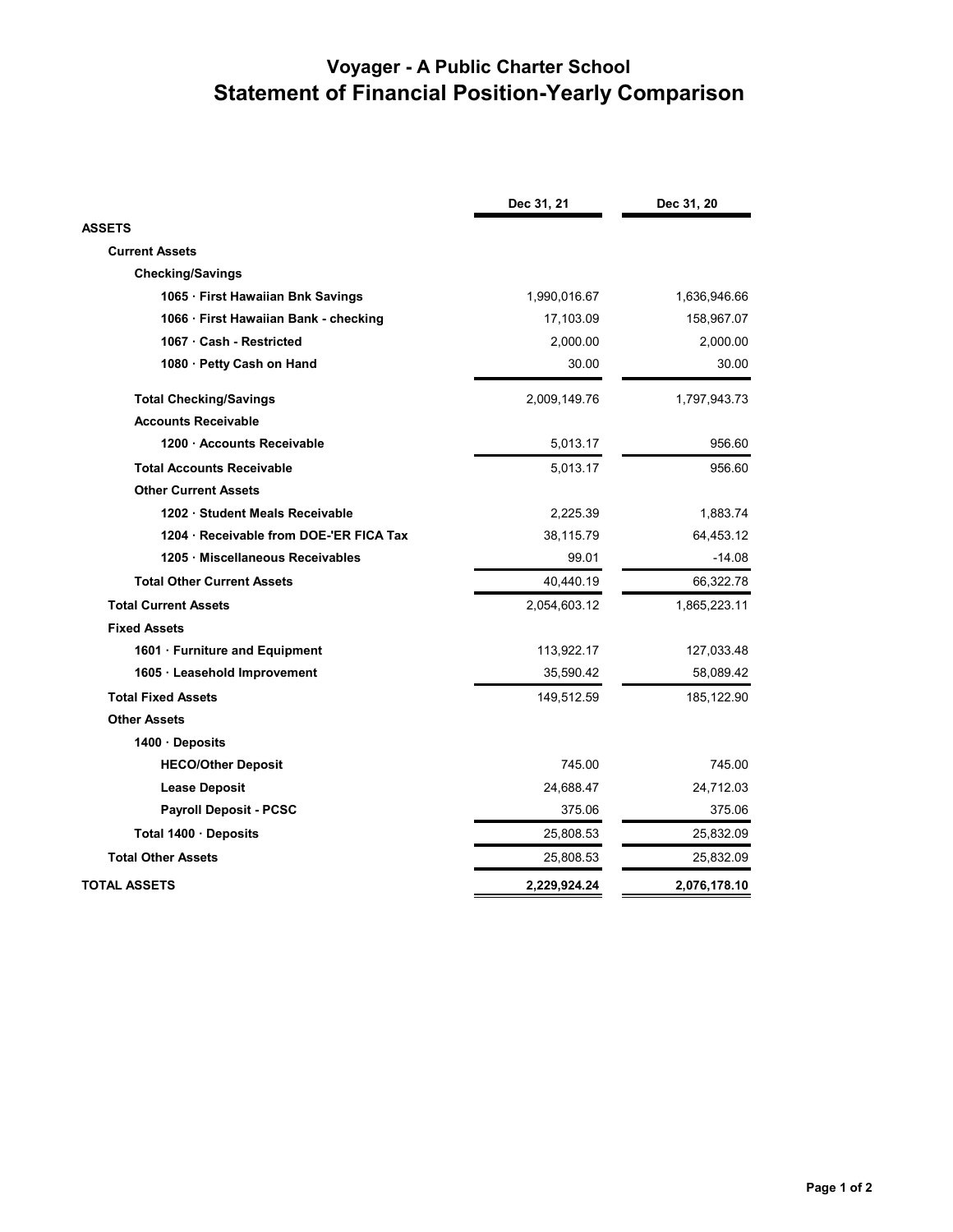# Voyager - A Public Charter School
## Statement of Financial Position-Yearly Comparison

| | Dec 31, 21 | Dec 31, 20 |
|---|---|---|
| **ASSETS** | | |
| **Current Assets** | | |
| **Checking/Savings** | | |
| **1065 · First Hawaiian Bnk Savings** | 1,990,016.67 | 1,636,946.66 |
| **1066 · First Hawaiian Bank - checking** | 17,103.09 | 158,967.07 |
| **1067 · Cash - Restricted** | 2,000.00 | 2,000.00 |
| **1080 · Petty Cash on Hand** | 30.00 | 30.00 |
| **Total Checking/Savings** | 2,009,149.76 | 1,797,943.73 |
| **Accounts Receivable** | | |
| **1200 · Accounts Receivable** | 5,013.17 | 956.60 |
| **Total Accounts Receivable** | 5,013.17 | 956.60 |
| **Other Current Assets** | | |
| **1202 · Student Meals Receivable** | 2,225.39 | 1,883.74 |
| **1204 · Receivable from DOE-'ER FICA Tax** | 38,115.79 | 64,453.12 |
| **1205 · Miscellaneous Receivables** | 99.01 | -14.08 |
| **Total Other Current Assets** | 40,440.19 | 66,322.78 |
| **Total Current Assets** | 2,054,603.12 | 1,865,223.11 |
| **Fixed Assets** | | |
| **1601 · Furniture and Equipment** | 113,922.17 | 127,033.48 |
| **1605 · Leasehold Improvement** | 35,590.42 | 58,089.42 |
| **Total Fixed Assets** | 149,512.59 | 185,122.90 |
| **Other Assets** | | |
| **1400 · Deposits** | | |
| **HECO/Other Deposit** | 745.00 | 745.00 |
| **Lease Deposit** | 24,688.47 | 24,712.03 |
| **Payroll Deposit - PCSC** | 375.06 | 375.06 |
| **Total 1400 · Deposits** | 25,808.53 | 25,832.09 |
| **Total Other Assets** | 25,808.53 | 25,832.09 |
| **TOTAL ASSETS** | **2,229,924.24** | **2,076,178.10** |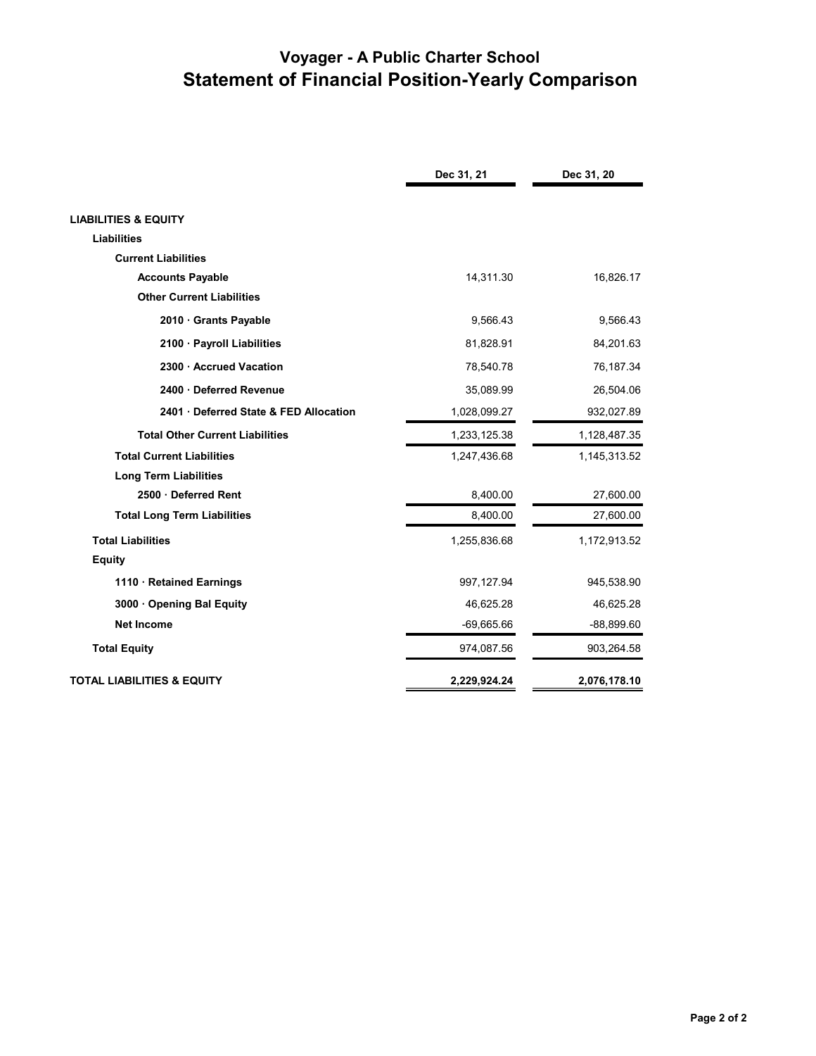# Voyager - A Public Charter School
## Statement of Financial Position-Yearly Comparison

| | Dec 31, 21 | Dec 31, 20 |
|---|---|---|
| **LIABILITIES & EQUITY** | | |
| **Liabilities** | | |
| **Current Liabilities** | | |
| **Accounts Payable** | 14,311.30 | 16,826.17 |
| **Other Current Liabilities** | | |
| **2010 · Grants Payable** | 9,566.43 | 9,566.43 |
| **2100 · Payroll Liabilities** | 81,828.91 | 84,201.63 |
| **2300 · Accrued Vacation** | 78,540.78 | 76,187.34 |
| **2400 · Deferred Revenue** | 35,089.99 | 26,504.06 |
| **2401 · Deferred State & FED Allocation** | 1,028,099.27 | 932,027.89 |
| **Total Other Current Liabilities** | 1,233,125.38 | 1,128,487.35 |
| **Total Current Liabilities** | 1,247,436.68 | 1,145,313.52 |
| **Long Term Liabilities** | | |
| **2500 · Deferred Rent** | 8,400.00 | 27,600.00 |
| **Total Long Term Liabilities** | 8,400.00 | 27,600.00 |
| **Total Liabilities** | 1,255,836.68 | 1,172,913.52 |
| **Equity** | | |
| **1110 · Retained Earnings** | 997,127.94 | 945,538.90 |
| **3000 · Opening Bal Equity** | 46,625.28 | 46,625.28 |
| **Net Income** | -69,665.66 | -88,899.60 |
| **Total Equity** | 974,087.56 | 903,264.58 |
| **TOTAL LIABILITIES & EQUITY** | **2,229,924.24** | **2,076,178.10** |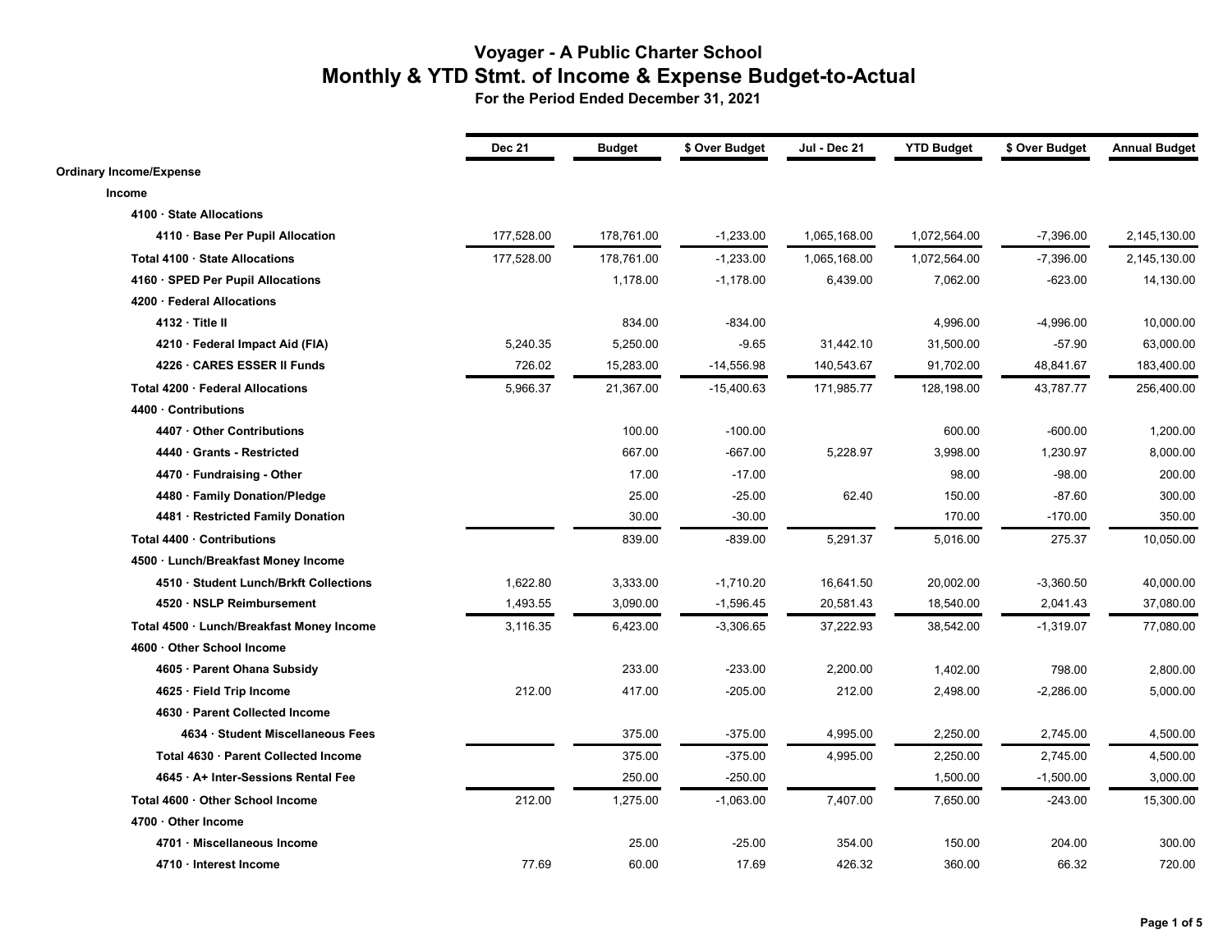## Voyager - A Public Charter School
# Monthly & YTD Stmt. of Income & Expense Budget-to-Actual
### For the Period Ended December 31, 2021

| | Dec 21 | Budget | $ Over Budget | Jul - Dec 21 | YTD Budget | $ Over Budget | Annual Budget |
|---|---|---|---|---|---|---|---|
| **Ordinary Income/Expense** | | | | | | | |
| **Income** | | | | | | | |
| **4100 · State Allocations** | | | | | | | |
| **4110 · Base Per Pupil Allocation** | 177,528.00 | 178,761.00 | -1,233.00 | 1,065,168.00 | 1,072,564.00 | -7,396.00 | 2,145,130.00 |
| **Total 4100 · State Allocations** | 177,528.00 | 178,761.00 | -1,233.00 | 1,065,168.00 | 1,072,564.00 | -7,396.00 | 2,145,130.00 |
| **4160 · SPED Per Pupil Allocations** | | 1,178.00 | -1,178.00 | 6,439.00 | 7,062.00 | -623.00 | 14,130.00 |
| **4200 · Federal Allocations** | | | | | | | |
| **4132 · Title II** | | 834.00 | -834.00 | | 4,996.00 | -4,996.00 | 10,000.00 |
| **4210 · Federal Impact Aid (FIA)** | 5,240.35 | 5,250.00 | -9.65 | 31,442.10 | 31,500.00 | -57.90 | 63,000.00 |
| **4226 · CARES ESSER II Funds** | 726.02 | 15,283.00 | -14,556.98 | 140,543.67 | 91,702.00 | 48,841.67 | 183,400.00 |
| **Total 4200 · Federal Allocations** | 5,966.37 | 21,367.00 | -15,400.63 | 171,985.77 | 128,198.00 | 43,787.77 | 256,400.00 |
| **4400 · Contributions** | | | | | | | |
| **4407 · Other Contributions** | | 100.00 | -100.00 | | 600.00 | -600.00 | 1,200.00 |
| **4440 · Grants - Restricted** | | 667.00 | -667.00 | 5,228.97 | 3,998.00 | 1,230.97 | 8,000.00 |
| **4470 · Fundraising - Other** | | 17.00 | -17.00 | | 98.00 | -98.00 | 200.00 |
| **4480 · Family Donation/Pledge** | | 25.00 | -25.00 | 62.40 | 150.00 | -87.60 | 300.00 |
| **4481 · Restricted Family Donation** | | 30.00 | -30.00 | | 170.00 | -170.00 | 350.00 |
| **Total 4400 · Contributions** | | 839.00 | -839.00 | 5,291.37 | 5,016.00 | 275.37 | 10,050.00 |
| **4500 · Lunch/Breakfast Money Income** | | | | | | | |
| **4510 · Student Lunch/Brkft Collections** | 1,622.80 | 3,333.00 | -1,710.20 | 16,641.50 | 20,002.00 | -3,360.50 | 40,000.00 |
| **4520 · NSLP Reimbursement** | 1,493.55 | 3,090.00 | -1,596.45 | 20,581.43 | 18,540.00 | 2,041.43 | 37,080.00 |
| **Total 4500 · Lunch/Breakfast Money Income** | 3,116.35 | 6,423.00 | -3,306.65 | 37,222.93 | 38,542.00 | -1,319.07 | 77,080.00 |
| **4600 · Other School Income** | | | | | | | |
| **4605 · Parent Ohana Subsidy** | | 233.00 | -233.00 | 2,200.00 | 1,402.00 | 798.00 | 2,800.00 |
| **4625 · Field Trip Income** | 212.00 | 417.00 | -205.00 | 212.00 | 2,498.00 | -2,286.00 | 5,000.00 |
| **4630 · Parent Collected Income** | | | | | | | |
| **4634 · Student Miscellaneous Fees** | | 375.00 | -375.00 | 4,995.00 | 2,250.00 | 2,745.00 | 4,500.00 |
| **Total 4630 · Parent Collected Income** | | 375.00 | -375.00 | 4,995.00 | 2,250.00 | 2,745.00 | 4,500.00 |
| **4645 · A+ Inter-Sessions Rental Fee** | | 250.00 | -250.00 | | 1,500.00 | -1,500.00 | 3,000.00 |
| **Total 4600 · Other School Income** | 212.00 | 1,275.00 | -1,063.00 | 7,407.00 | 7,650.00 | -243.00 | 15,300.00 |
| **4700 · Other Income** | | | | | | | |
| **4701 · Miscellaneous Income** | | 25.00 | -25.00 | 354.00 | 150.00 | 204.00 | 300.00 |
| **4710 · Interest Income** | 77.69 | 60.00 | 17.69 | 426.32 | 360.00 | 66.32 | 720.00 |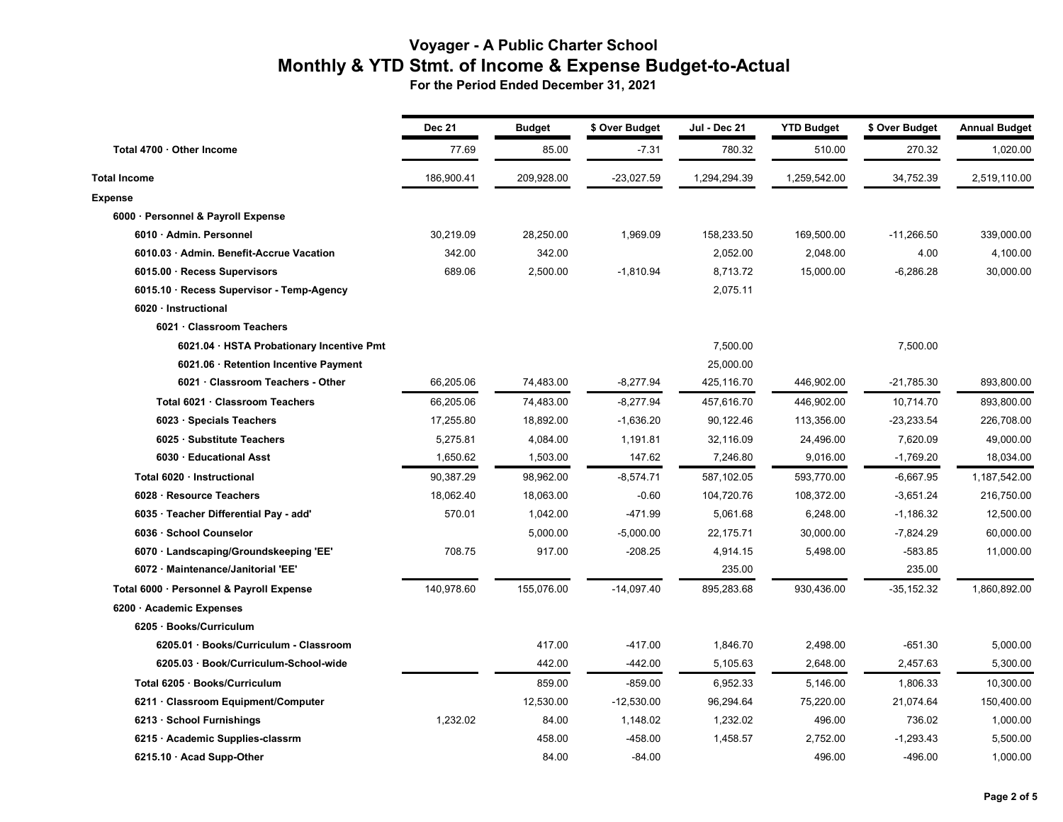# Voyager - A Public Charter School
## Monthly & YTD Stmt. of Income & Expense Budget-to-Actual
### For the Period Ended December 31, 2021

| | Dec 21 | Budget | $ Over Budget | Jul - Dec 21 | YTD Budget | $ Over Budget | Annual Budget |
|---|---|---|---|---|---|---|---|
| Total 4700 · Other Income | 77.69 | 85.00 | -7.31 | 780.32 | 510.00 | 270.32 | 1,020.00 |
| **Total Income** | 186,900.41 | 209,928.00 | -23,027.59 | 1,294,294.39 | 1,259,542.00 | 34,752.39 | 2,519,110.00 |
| **Expense** | | | | | | | |
| 6000 · Personnel & Payroll Expense | | | | | | | |
| 6010 · Admin. Personnel | 30,219.09 | 28,250.00 | 1,969.09 | 158,233.50 | 169,500.00 | -11,266.50 | 339,000.00 |
| 6010.03 · Admin. Benefit-Accrue Vacation | 342.00 | 342.00 | | 2,052.00 | 2,048.00 | 4.00 | 4,100.00 |
| 6015.00 · Recess Supervisors | 689.06 | 2,500.00 | -1,810.94 | 8,713.72 | 15,000.00 | -6,286.28 | 30,000.00 |
| 6015.10 · Recess Supervisor - Temp-Agency | | | | 2,075.11 | | | |
| 6020 · Instructional | | | | | | | |
| 6021 · Classroom Teachers | | | | | | | |
| 6021.04 · HSTA Probationary Incentive Pmt | | | | 7,500.00 | | 7,500.00 | |
| 6021.06 · Retention Incentive Payment | | | | 25,000.00 | | | |
| 6021 · Classroom Teachers - Other | 66,205.06 | 74,483.00 | -8,277.94 | 425,116.70 | 446,902.00 | -21,785.30 | 893,800.00 |
| Total 6021 · Classroom Teachers | 66,205.06 | 74,483.00 | -8,277.94 | 457,616.70 | 446,902.00 | 10,714.70 | 893,800.00 |
| 6023 · Specials Teachers | 17,255.80 | 18,892.00 | -1,636.20 | 90,122.46 | 113,356.00 | -23,233.54 | 226,708.00 |
| 6025 · Substitute Teachers | 5,275.81 | 4,084.00 | 1,191.81 | 32,116.09 | 24,496.00 | 7,620.09 | 49,000.00 |
| 6030 · Educational Asst | 1,650.62 | 1,503.00 | 147.62 | 7,246.80 | 9,016.00 | -1,769.20 | 18,034.00 |
| Total 6020 · Instructional | 90,387.29 | 98,962.00 | -8,574.71 | 587,102.05 | 593,770.00 | -6,667.95 | 1,187,542.00 |
| 6028 · Resource Teachers | 18,062.40 | 18,063.00 | -0.60 | 104,720.76 | 108,372.00 | -3,651.24 | 216,750.00 |
| 6035 · Teacher Differential Pay - add' | 570.01 | 1,042.00 | -471.99 | 5,061.68 | 6,248.00 | -1,186.32 | 12,500.00 |
| 6036 · School Counselor | | 5,000.00 | -5,000.00 | 22,175.71 | 30,000.00 | -7,824.29 | 60,000.00 |
| 6070 · Landscaping/Groundskeeping 'EE' | 708.75 | 917.00 | -208.25 | 4,914.15 | 5,498.00 | -583.85 | 11,000.00 |
| 6072 · Maintenance/Janitorial 'EE' | | | | 235.00 | | 235.00 | |
| Total 6000 · Personnel & Payroll Expense | 140,978.60 | 155,076.00 | -14,097.40 | 895,283.68 | 930,436.00 | -35,152.32 | 1,860,892.00 |
| 6200 · Academic Expenses | | | | | | | |
| 6205 · Books/Curriculum | | | | | | | |
| 6205.01 · Books/Curriculum - Classroom | | 417.00 | -417.00 | 1,846.70 | 2,498.00 | -651.30 | 5,000.00 |
| 6205.03 · Book/Curriculum-School-wide | | 442.00 | -442.00 | 5,105.63 | 2,648.00 | 2,457.63 | 5,300.00 |
| Total 6205 · Books/Curriculum | | 859.00 | -859.00 | 6,952.33 | 5,146.00 | 1,806.33 | 10,300.00 |
| 6211 · Classroom Equipment/Computer | | 12,530.00 | -12,530.00 | 96,294.64 | 75,220.00 | 21,074.64 | 150,400.00 |
| 6213 · School Furnishings | 1,232.02 | 84.00 | 1,148.02 | 1,232.02 | 496.00 | 736.02 | 1,000.00 |
| 6215 · Academic Supplies-classrm | | 458.00 | -458.00 | 1,458.57 | 2,752.00 | -1,293.43 | 5,500.00 |
| 6215.10 · Acad Supp-Other | | 84.00 | -84.00 | | 496.00 | -496.00 | 1,000.00 |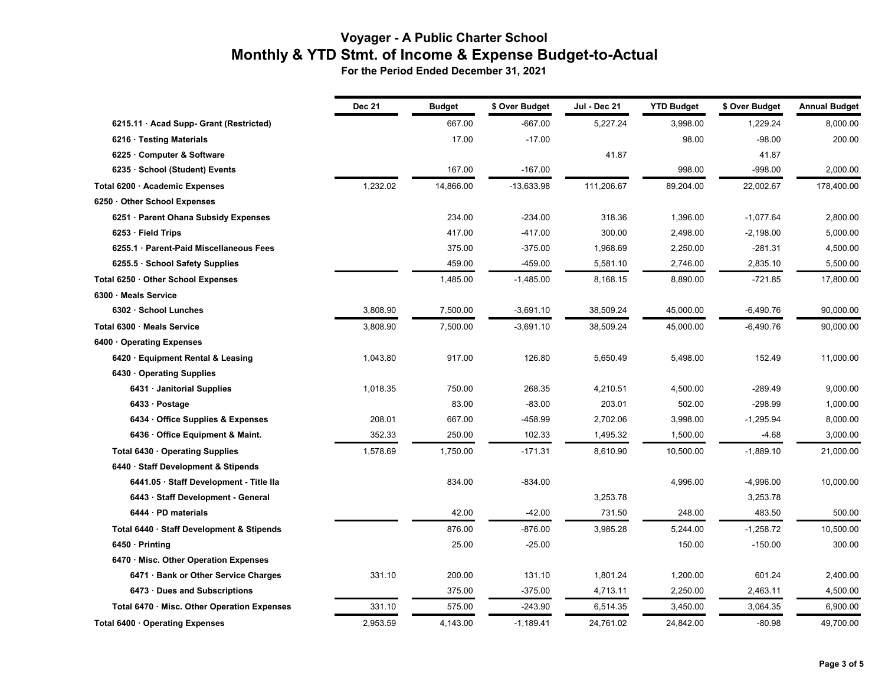# Voyager - A Public Charter School
## Monthly & YTD Stmt. of Income & Expense Budget-to-Actual
### For the Period Ended December 31, 2021

| | Dec 21 | Budget | $ Over Budget | Jul - Dec 21 | YTD Budget | $ Over Budget | Annual Budget |
|---|---|---|---|---|---|---|---|
| 6215.11 · Acad Supp- Grant (Restricted) | | 667.00 | -667.00 | 5,227.24 | 3,998.00 | 1,229.24 | 8,000.00 |
| 6216 · Testing Materials | | 17.00 | -17.00 | | 98.00 | -98.00 | 200.00 |
| 6225 · Computer & Software | | | | 41.87 | | 41.87 | |
| 6235 · School (Student) Events | | 167.00 | -167.00 | | 998.00 | -998.00 | 2,000.00 |
| **Total 6200 · Academic Expenses** | 1,232.02 | 14,866.00 | -13,633.98 | 111,206.67 | 89,204.00 | 22,002.67 | 178,400.00 |
| **6250 · Other School Expenses** | | | | | | | |
| 6251 · Parent Ohana Subsidy Expenses | | 234.00 | -234.00 | 318.36 | 1,396.00 | -1,077.64 | 2,800.00 |
| 6253 · Field Trips | | 417.00 | -417.00 | 300.00 | 2,498.00 | -2,198.00 | 5,000.00 |
| 6255.1 · Parent-Paid Miscellaneous Fees | | 375.00 | -375.00 | 1,968.69 | 2,250.00 | -281.31 | 4,500.00 |
| 6255.5 · School Safety Supplies | | 459.00 | -459.00 | 5,581.10 | 2,746.00 | 2,835.10 | 5,500.00 |
| **Total 6250 · Other School Expenses** | | 1,485.00 | -1,485.00 | 8,168.15 | 8,890.00 | -721.85 | 17,800.00 |
| **6300 · Meals Service** | | | | | | | |
| 6302 · School Lunches | 3,808.90 | 7,500.00 | -3,691.10 | 38,509.24 | 45,000.00 | -6,490.76 | 90,000.00 |
| **Total 6300 · Meals Service** | 3,808.90 | 7,500.00 | -3,691.10 | 38,509.24 | 45,000.00 | -6,490.76 | 90,000.00 |
| **6400 · Operating Expenses** | | | | | | | |
| 6420 · Equipment Rental & Leasing | 1,043.80 | 917.00 | 126.80 | 5,650.49 | 5,498.00 | 152.49 | 11,000.00 |
| 6430 · Operating Supplies | | | | | | | |
| 6431 · Janitorial Supplies | 1,018.35 | 750.00 | 268.35 | 4,210.51 | 4,500.00 | -289.49 | 9,000.00 |
| 6433 · Postage | | 83.00 | -83.00 | 203.01 | 502.00 | -298.99 | 1,000.00 |
| 6434 · Office Supplies & Expenses | 208.01 | 667.00 | -458.99 | 2,702.06 | 3,998.00 | -1,295.94 | 8,000.00 |
| 6436 · Office Equipment & Maint. | 352.33 | 250.00 | 102.33 | 1,495.32 | 1,500.00 | -4.68 | 3,000.00 |
| **Total 6430 · Operating Supplies** | 1,578.69 | 1,750.00 | -171.31 | 8,610.90 | 10,500.00 | -1,889.10 | 21,000.00 |
| 6440 · Staff Development & Stipends | | | | | | | |
| 6441.05 · Staff Development - Title IIa | | 834.00 | -834.00 | | 4,996.00 | -4,996.00 | 10,000.00 |
| 6443 · Staff Development - General | | | | 3,253.78 | | 3,253.78 | |
| 6444 · PD materials | | 42.00 | -42.00 | 731.50 | 248.00 | 483.50 | 500.00 |
| **Total 6440 · Staff Development & Stipends** | | 876.00 | -876.00 | 3,985.28 | 5,244.00 | -1,258.72 | 10,500.00 |
| 6450 · Printing | | 25.00 | -25.00 | | 150.00 | -150.00 | 300.00 |
| 6470 · Misc. Other Operation Expenses | | | | | | | |
| 6471 · Bank or Other Service Charges | 331.10 | 200.00 | 131.10 | 1,801.24 | 1,200.00 | 601.24 | 2,400.00 |
| 6473 · Dues and Subscriptions | | 375.00 | -375.00 | 4,713.11 | 2,250.00 | 2,463.11 | 4,500.00 |
| **Total 6470 · Misc. Other Operation Expenses** | 331.10 | 575.00 | -243.90 | 6,514.35 | 3,450.00 | 3,064.35 | 6,900.00 |
| **Total 6400 · Operating Expenses** | 2,953.59 | 4,143.00 | -1,189.41 | 24,761.02 | 24,842.00 | -80.98 | 49,700.00 |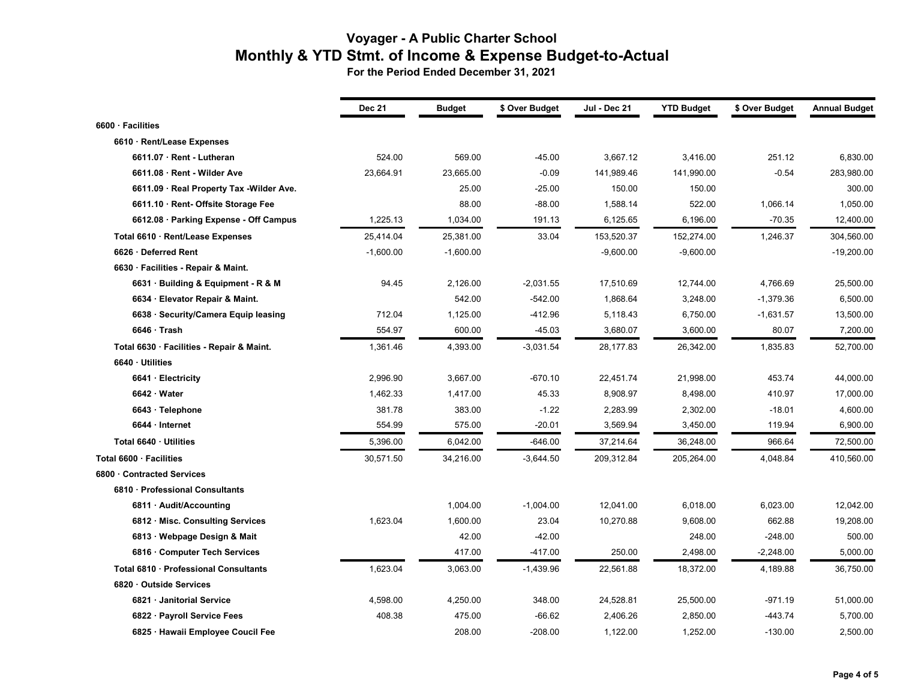# Voyager - A Public Charter School
## Monthly & YTD Stmt. of Income & Expense Budget-to-Actual
### For the Period Ended December 31, 2021

| | Dec 21 | Budget | $ Over Budget | Jul - Dec 21 | YTD Budget | $ Over Budget | Annual Budget |
|---|---|---|---|---|---|---|---|
| **6600 · Facilities** | | | | | | | |
| **6610 · Rent/Lease Expenses** | | | | | | | |
| **6611.07 · Rent - Lutheran** | 524.00 | 569.00 | -45.00 | 3,667.12 | 3,416.00 | 251.12 | 6,830.00 |
| **6611.08 · Rent - Wilder Ave** | 23,664.91 | 23,665.00 | -0.09 | 141,989.46 | 141,990.00 | -0.54 | 283,980.00 |
| **6611.09 · Real Property Tax -Wilder Ave.** | | 25.00 | -25.00 | 150.00 | 150.00 | | 300.00 |
| **6611.10 · Rent- Offsite Storage Fee** | | 88.00 | -88.00 | 1,588.14 | 522.00 | 1,066.14 | 1,050.00 |
| **6612.08 · Parking Expense - Off Campus** | 1,225.13 | 1,034.00 | 191.13 | 6,125.65 | 6,196.00 | -70.35 | 12,400.00 |
| **Total 6610 · Rent/Lease Expenses** | 25,414.04 | 25,381.00 | 33.04 | 153,520.37 | 152,274.00 | 1,246.37 | 304,560.00 |
| **6626 · Deferred Rent** | -1,600.00 | -1,600.00 | | -9,600.00 | -9,600.00 | | -19,200.00 |
| **6630 · Facilities - Repair & Maint.** | | | | | | | |
| **6631 · Building & Equipment - R & M** | 94.45 | 2,126.00 | -2,031.55 | 17,510.69 | 12,744.00 | 4,766.69 | 25,500.00 |
| **6634 · Elevator Repair & Maint.** | | 542.00 | -542.00 | 1,868.64 | 3,248.00 | -1,379.36 | 6,500.00 |
| **6638 · Security/Camera Equip leasing** | 712.04 | 1,125.00 | -412.96 | 5,118.43 | 6,750.00 | -1,631.57 | 13,500.00 |
| **6646 · Trash** | 554.97 | 600.00 | -45.03 | 3,680.07 | 3,600.00 | 80.07 | 7,200.00 |
| **Total 6630 · Facilities - Repair & Maint.** | 1,361.46 | 4,393.00 | -3,031.54 | 28,177.83 | 26,342.00 | 1,835.83 | 52,700.00 |
| **6640 · Utilities** | | | | | | | |
| **6641 · Electricity** | 2,996.90 | 3,667.00 | -670.10 | 22,451.74 | 21,998.00 | 453.74 | 44,000.00 |
| **6642 · Water** | 1,462.33 | 1,417.00 | 45.33 | 8,908.97 | 8,498.00 | 410.97 | 17,000.00 |
| **6643 · Telephone** | 381.78 | 383.00 | -1.22 | 2,283.99 | 2,302.00 | -18.01 | 4,600.00 |
| **6644 · Internet** | 554.99 | 575.00 | -20.01 | 3,569.94 | 3,450.00 | 119.94 | 6,900.00 |
| **Total 6640 · Utilities** | 5,396.00 | 6,042.00 | -646.00 | 37,214.64 | 36,248.00 | 966.64 | 72,500.00 |
| **Total 6600 · Facilities** | 30,571.50 | 34,216.00 | -3,644.50 | 209,312.84 | 205,264.00 | 4,048.84 | 410,560.00 |
| **6800 · Contracted Services** | | | | | | | |
| **6810 · Professional Consultants** | | | | | | | |
| **6811 · Audit/Accounting** | | 1,004.00 | -1,004.00 | 12,041.00 | 6,018.00 | 6,023.00 | 12,042.00 |
| **6812 · Misc. Consulting Services** | 1,623.04 | 1,600.00 | 23.04 | 10,270.88 | 9,608.00 | 662.88 | 19,208.00 |
| **6813 · Webpage Design & Mait** | | 42.00 | -42.00 | | 248.00 | -248.00 | 500.00 |
| **6816 · Computer Tech Services** | | 417.00 | -417.00 | 250.00 | 2,498.00 | -2,248.00 | 5,000.00 |
| **Total 6810 · Professional Consultants** | 1,623.04 | 3,063.00 | -1,439.96 | 22,561.88 | 18,372.00 | 4,189.88 | 36,750.00 |
| **6820 · Outside Services** | | | | | | | |
| **6821 · Janitorial Service** | 4,598.00 | 4,250.00 | 348.00 | 24,528.81 | 25,500.00 | -971.19 | 51,000.00 |
| **6822 · Payroll Service Fees** | 408.38 | 475.00 | -66.62 | 2,406.26 | 2,850.00 | -443.74 | 5,700.00 |
| **6825 · Hawaii Employee Coucil Fee** | | 208.00 | -208.00 | 1,122.00 | 1,252.00 | -130.00 | 2,500.00 |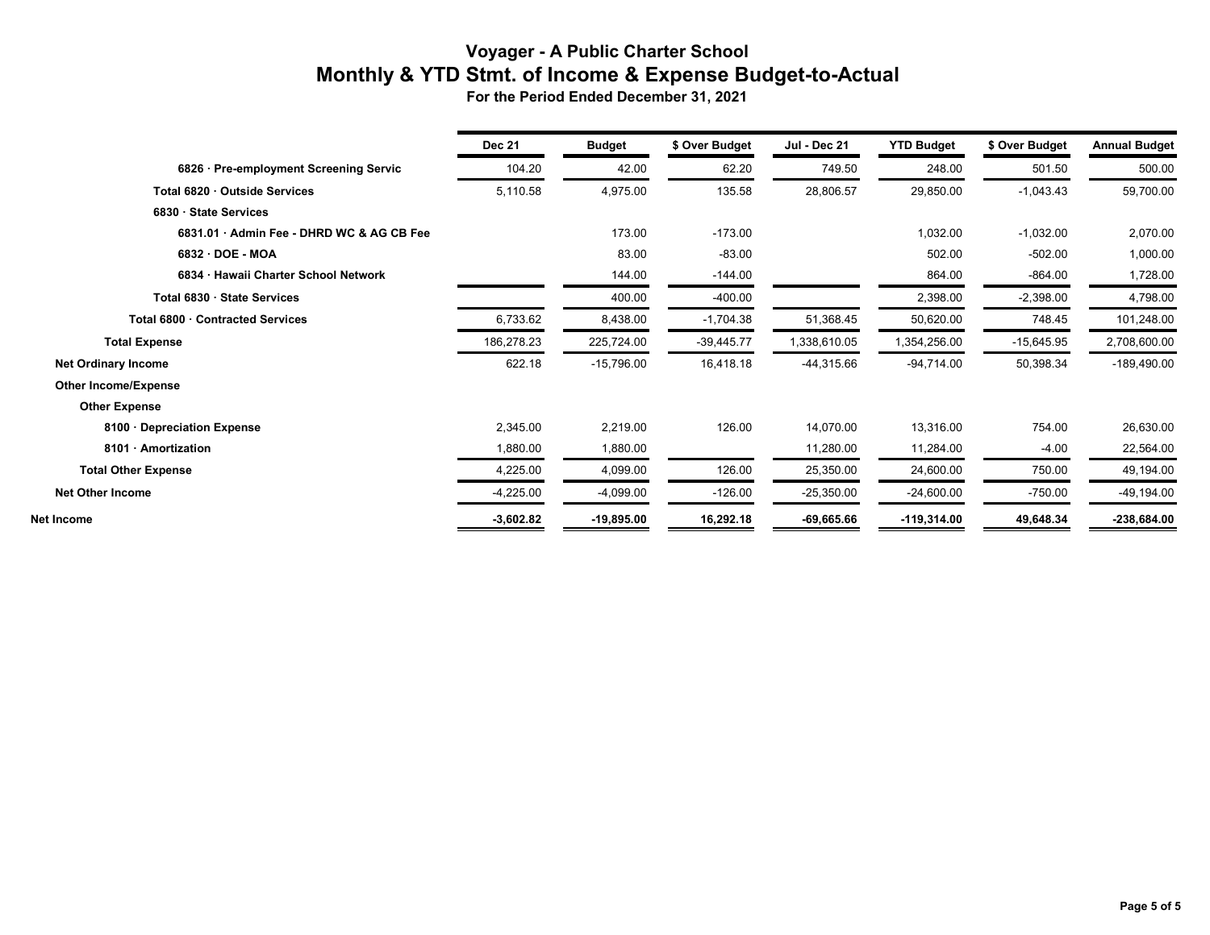# Voyager - A Public Charter School
## Monthly & YTD Stmt. of Income & Expense Budget-to-Actual
### For the Period Ended December 31, 2021

| | Dec 21 | Budget | $ Over Budget | Jul - Dec 21 | YTD Budget | $ Over Budget | Annual Budget |
|---|---|---|---|---|---|---|---|
| 6826 · Pre-employment Screening Servic | 104.20 | 42.00 | 62.20 | 749.50 | 248.00 | 501.50 | 500.00 |
| Total 6820 · Outside Services | 5,110.58 | 4,975.00 | 135.58 | 28,806.57 | 29,850.00 | -1,043.43 | 59,700.00 |
| 6830 · State Services | | | | | | | |
| 6831.01 · Admin Fee - DHRD WC & AG CB Fee | | 173.00 | -173.00 | | 1,032.00 | -1,032.00 | 2,070.00 |
| 6832 · DOE - MOA | | 83.00 | -83.00 | | 502.00 | -502.00 | 1,000.00 |
| 6834 · Hawaii Charter School Network | | 144.00 | -144.00 | | 864.00 | -864.00 | 1,728.00 |
| Total 6830 · State Services | | 400.00 | -400.00 | | 2,398.00 | -2,398.00 | 4,798.00 |
| Total 6800 · Contracted Services | 6,733.62 | 8,438.00 | -1,704.38 | 51,368.45 | 50,620.00 | 748.45 | 101,248.00 |
| Total Expense | 186,278.23 | 225,724.00 | -39,445.77 | 1,338,610.05 | 1,354,256.00 | -15,645.95 | 2,708,600.00 |
| Net Ordinary Income | 622.18 | -15,796.00 | 16,418.18 | -44,315.66 | -94,714.00 | 50,398.34 | -189,490.00 |
| Other Income/Expense | | | | | | | |
| Other Expense | | | | | | | |
| 8100 · Depreciation Expense | 2,345.00 | 2,219.00 | 126.00 | 14,070.00 | 13,316.00 | 754.00 | 26,630.00 |
| 8101 · Amortization | 1,880.00 | 1,880.00 | | 11,280.00 | 11,284.00 | -4.00 | 22,564.00 |
| Total Other Expense | 4,225.00 | 4,099.00 | 126.00 | 25,350.00 | 24,600.00 | 750.00 | 49,194.00 |
| Net Other Income | -4,225.00 | -4,099.00 | -126.00 | -25,350.00 | -24,600.00 | -750.00 | -49,194.00 |
| **Net Income** | **-3,602.82** | **-19,895.00** | **16,292.18** | **-69,665.66** | **-119,314.00** | **49,648.34** | **-238,684.00** |